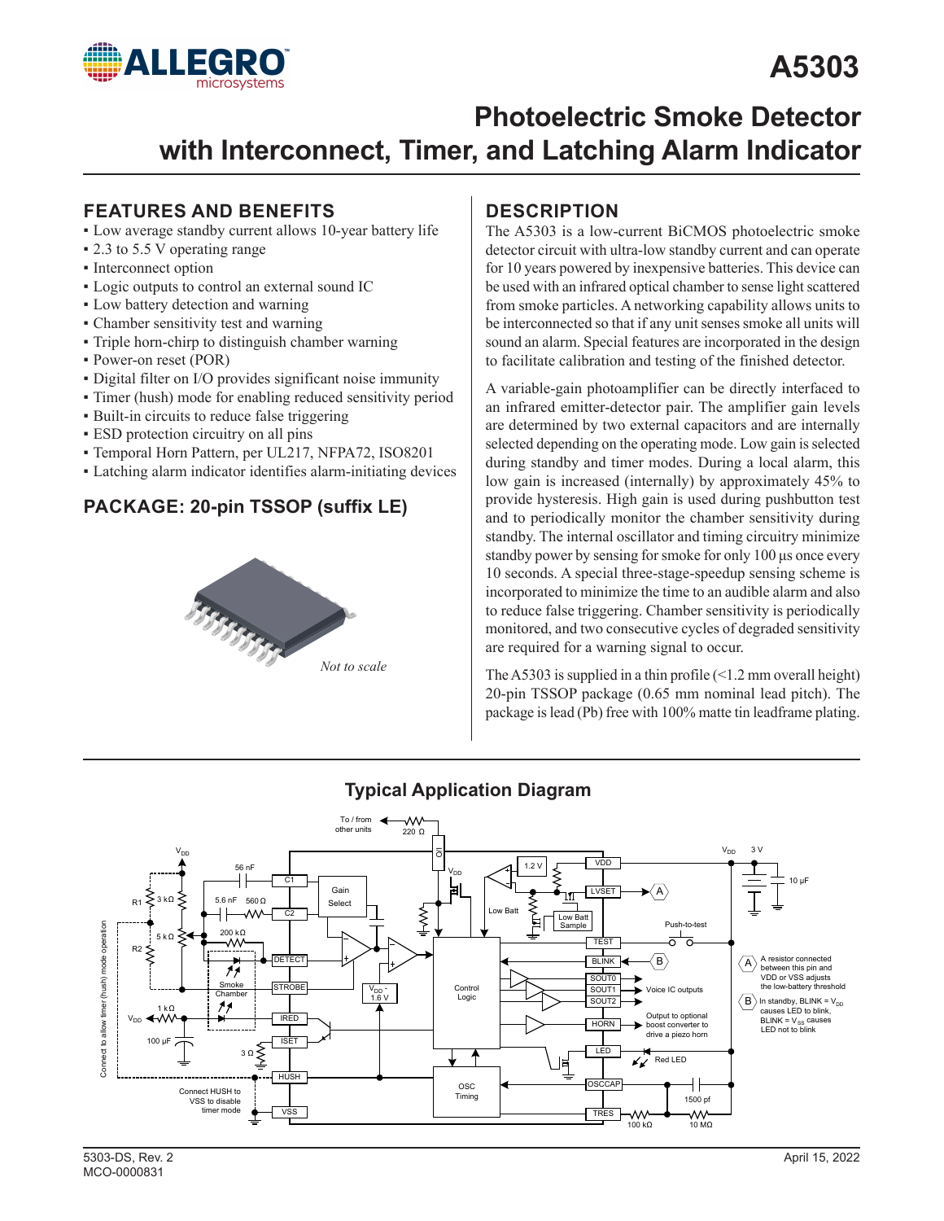# A5303

# Photoelectric Smoke Detector with Interconnect, Timer, and Latching Alarm Indicator

## FEATURES AND BENEFITS

- Low average standby current allows 10-year battery life
- 2.3 to 5.5 V operating range
- Interconnect option
- Logic outputs to control an external sound IC
- Low battery detection and warning
- Chamber sensitivity test and warning
- Triple horn-chirp to distinguish chamber warning
- Power-on reset (POR)
- Digital filter on I/O provides significant noise immunity
- Timer (hush) mode for enabling reduced sensitivity period
- Built-in circuits to reduce false triggering
- ESD protection circuitry on all pins
- Temporal Horn Pattern, per UL217, NFPA72, ISO8201
- Latching alarm indicator identifies alarm-initiating devices

## PACKAGE: 20-pin TSSOP (suffix LE)

*Not to scale*

## DESCRIPTION

The A5303 is a low-current BiCMOS photoelectric smoke detector circuit with ultra-low standby current and can operate for 10 years powered by inexpensive batteries. This device can be used with an infrared optical chamber to sense light scattered from smoke particles. A networking capability allows units to be interconnected so that if any unit senses smoke all units will sound an alarm. Special features are incorporated in the design to facilitate calibration and testing of the finished detector.

A variable-gain photoamplifier can be directly interfaced to an infrared emitter-detector pair. The amplifier gain levels are determined by two external capacitors and are internally selected depending on the operating mode. Low gain is selected during standby and timer modes. During a local alarm, this low gain is increased (internally) by approximately 45% to provide hysteresis. High gain is used during pushbutton test and to periodically monitor the chamber sensitivity during standby. The internal oscillator and timing circuitry minimize standby power by sensing for smoke for only 100 µs once every 10 seconds. A special three-stage-speedup sensing scheme is incorporated to minimize the time to an audible alarm and also to reduce false triggering. Chamber sensitivity is periodically monitored, and two consecutive cycles of degraded sensitivity are required for a warning signal to occur.

The A5303 is supplied in a thin profile (<1.2 mm overall height) 20-pin TSSOP package (0.65 mm nominal lead pitch). The package is lead (Pb) free with 100% matte tin leadframe plating.

## Typical Application Diagram

(A) A resistor connected between this pin and VDD or VSS adjusts the low-battery threshold

(B) In standby, BLINK = $V_{DD}$ causes LED to blink, BLINK = $V_{SS}$ causes LED not to blink

5303-DS, Rev. 2
MCO-0000831

April 15, 2022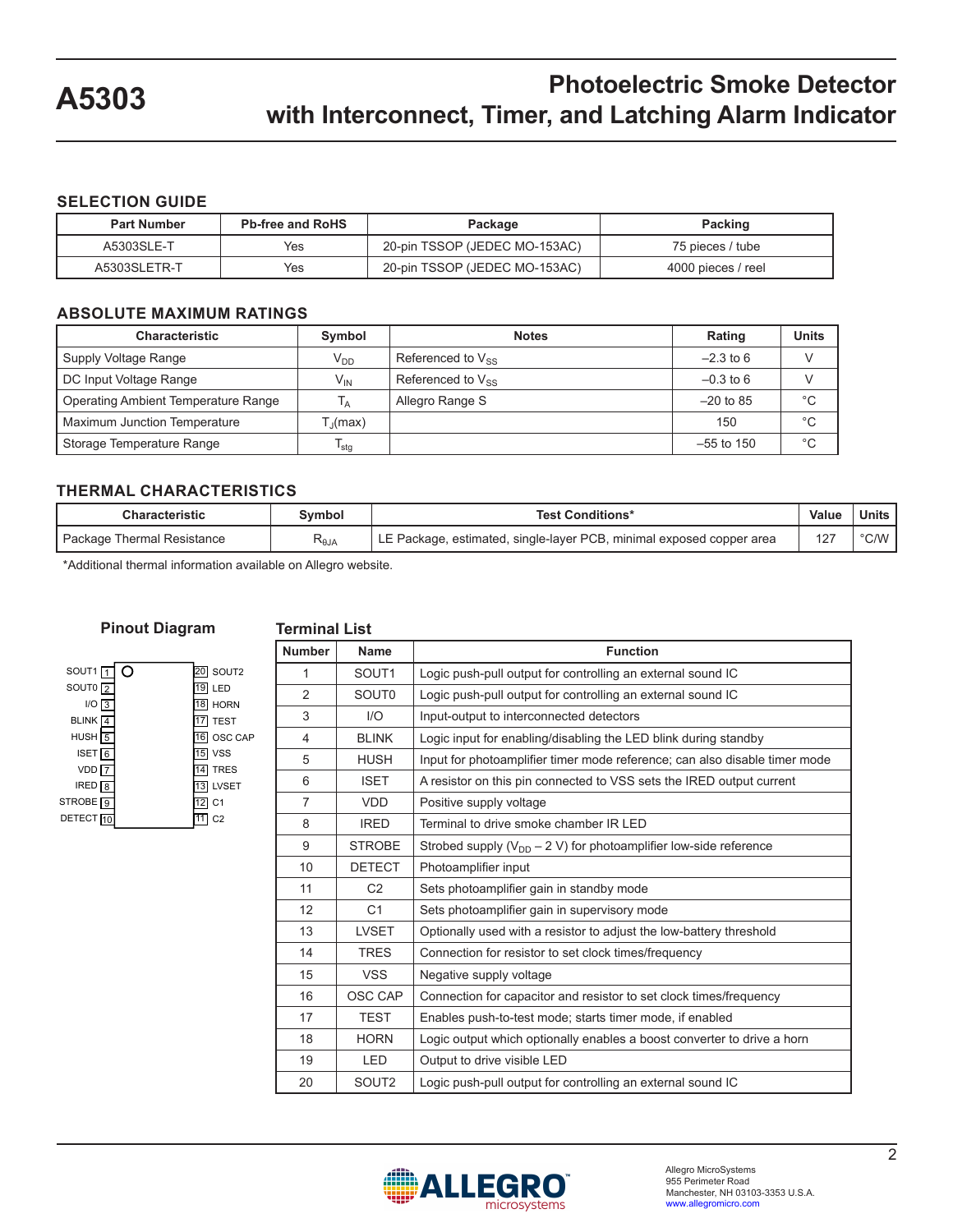# A5303

# Photoelectric Smoke Detector with Interconnect, Timer, and Latching Alarm Indicator

## SELECTION GUIDE

| Part Number | Pb-free and RoHS | Package | Packing |
|---|---|---|---|
| A5303SLE-T | Yes | 20-pin TSSOP (JEDEC MO-153AC) | 75 pieces / tube |
| A5303SLETR-T | Yes | 20-pin TSSOP (JEDEC MO-153AC) | 4000 pieces / reel |

## ABSOLUTE MAXIMUM RATINGS

| Characteristic | Symbol | Notes | Rating | Units |
|---|---|---|---|---|
| Supply Voltage Range | $V_{DD}$ | Referenced to $V_{SS}$ | –2.3 to 6 | V |
| DC Input Voltage Range | $V_{IN}$ | Referenced to $V_{SS}$ | –0.3 to 6 | V |
| Operating Ambient Temperature Range | $T_A$ | Allegro Range S | –20 to 85 | °C |
| Maximum Junction Temperature | $T_J$(max) | | 150 | °C |
| Storage Temperature Range | $T_{stg}$ | | –55 to 150 | °C |

## THERMAL CHARACTERISTICS

| Characteristic | Symbol | Test Conditions* | Value | Units |
|---|---|---|---|---|
| Package Thermal Resistance | $R_{\theta JA}$ | LE Package, estimated, single-layer PCB, minimal exposed copper area | 127 | °C/W |

*Additional thermal information available on Allegro website.

### Pinout Diagram

| Pin | Name | | Pin | Name |
|---|---|---|---|---|
| 1 | SOUT1 | | 20 | SOUT2 |
| 2 | SOUT0 | | 19 | LED |
| 3 | I/O | | 18 | HORN |
| 4 | BLINK | | 17 | TEST |
| 5 | HUSH | | 16 | OSC CAP |
| 6 | ISET | | 15 | VSS |
| 7 | VDD | | 14 | TRES |
| 8 | IRED | | 13 | LVSET |
| 9 | STROBE | | 12 | C1 |
| 10 | DETECT | | 11 | C2 |

### Terminal List

| Number | Name | Function |
|---|---|---|
| 1 | SOUT1 | Logic push-pull output for controlling an external sound IC |
| 2 | SOUT0 | Logic push-pull output for controlling an external sound IC |
| 3 | I/O | Input-output to interconnected detectors |
| 4 | BLINK | Logic input for enabling/disabling the LED blink during standby |
| 5 | HUSH | Input for photoamplifier timer mode reference; can also disable timer mode |
| 6 | ISET | A resistor on this pin connected to VSS sets the IRED output current |
| 7 | VDD | Positive supply voltage |
| 8 | IRED | Terminal to drive smoke chamber IR LED |
| 9 | STROBE | Strobed supply ($V_{DD}$ – 2 V) for photoamplifier low-side reference |
| 10 | DETECT | Photoamplifier input |
| 11 | C2 | Sets photoamplifier gain in standby mode |
| 12 | C1 | Sets photoamplifier gain in supervisory mode |
| 13 | LVSET | Optionally used with a resistor to adjust the low-battery threshold |
| 14 | TRES | Connection for resistor to set clock times/frequency |
| 15 | VSS | Negative supply voltage |
| 16 | OSC CAP | Connection for capacitor and resistor to set clock times/frequency |
| 17 | TEST | Enables push-to-test mode; starts timer mode, if enabled |
| 18 | HORN | Logic output which optionally enables a boost converter to drive a horn |
| 19 | LED | Output to drive visible LED |
| 20 | SOUT2 | Logic push-pull output for controlling an external sound IC |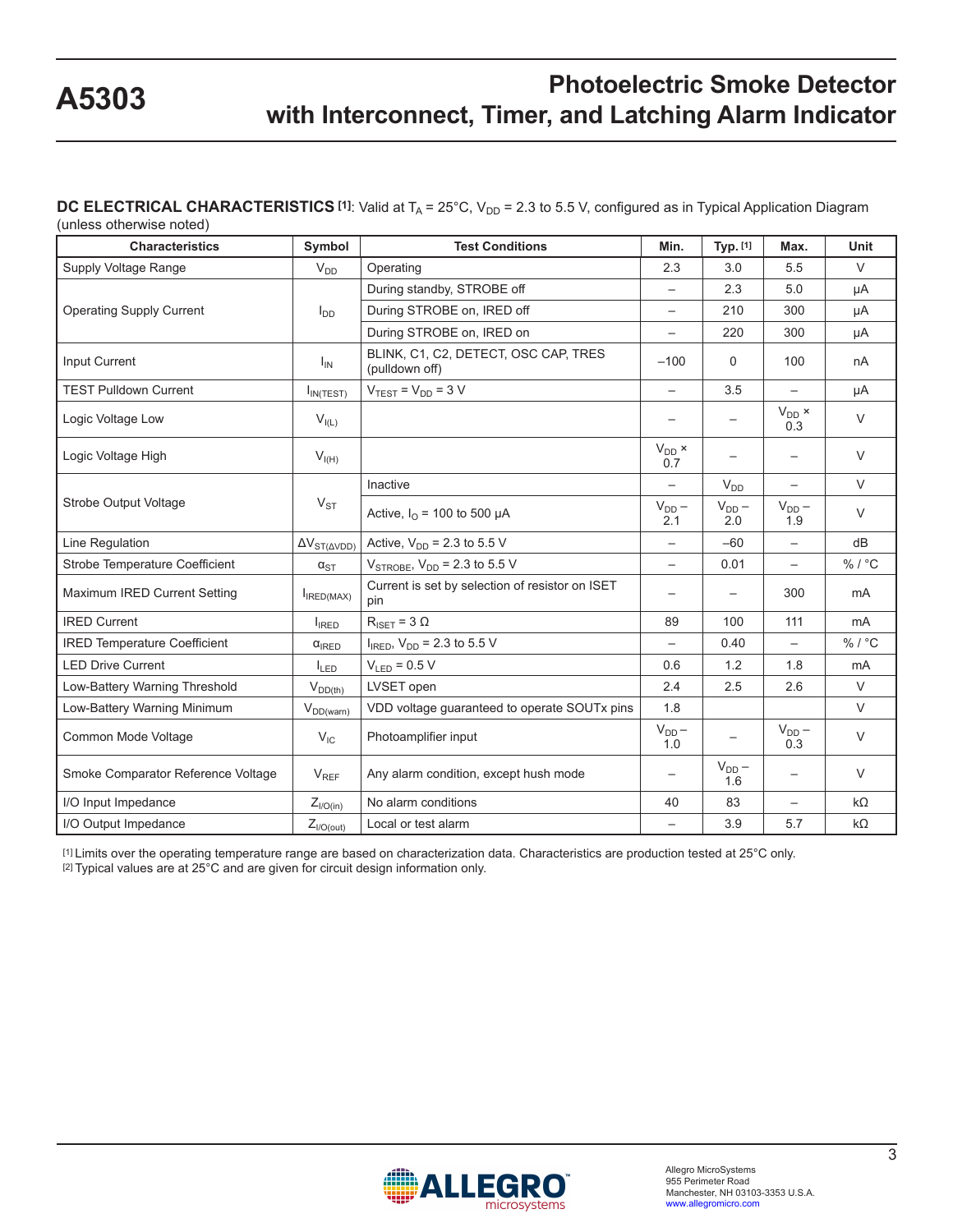**DC ELECTRICAL CHARACTERISTICS [1]**: Valid at $T_A$ = 25°C, $V_{DD}$ = 2.3 to 5.5 V, configured as in Typical Application Diagram (unless otherwise noted)

| Characteristics | Symbol | Test Conditions | Min. | Typ. [1] | Max. | Unit |
|---|---|---|---|---|---|---|
| Supply Voltage Range | $V_{DD}$ | Operating | 2.3 | 3.0 | 5.5 | V |
| Operating Supply Current | $I_{DD}$ | During standby, STROBE off | – | 2.3 | 5.0 | μA |
| | | During STROBE on, IRED off | – | 210 | 300 | μA |
| | | During STROBE on, IRED on | – | 220 | 300 | μA |
| Input Current | $I_{IN}$ | BLINK, C1, C2, DETECT, OSC CAP, TRES (pulldown off) | –100 | 0 | 100 | nA |
| TEST Pulldown Current | $I_{IN(TEST)}$ | $V_{TEST}$ = $V_{DD}$ = 3 V | – | 3.5 | – | μA |
| Logic Voltage Low | $V_{I(L)}$ | | – | – | $V_{DD}$ × 0.3 | V |
| Logic Voltage High | $V_{I(H)}$ | | $V_{DD}$ × 0.7 | – | – | V |
| Strobe Output Voltage | $V_{ST}$ | Inactive | – | $V_{DD}$ | – | V |
| | | Active, $I_O$ = 100 to 500 μA | $V_{DD}$ – 2.1 | $V_{DD}$ – 2.0 | $V_{DD}$ – 1.9 | V |
| Line Regulation | $\Delta V_{ST(\Delta VDD)}$ | Active, $V_{DD}$ = 2.3 to 5.5 V | – | –60 | – | dB |
| Strobe Temperature Coefficient | $\alpha_{ST}$ | $V_{STROBE}$, $V_{DD}$ = 2.3 to 5.5 V | – | 0.01 | – | % / °C |
| Maximum IRED Current Setting | $I_{IRED(MAX)}$ | Current is set by selection of resistor on ISET pin | – | – | 300 | mA |
| IRED Current | $I_{IRED}$ | $R_{ISET}$ = 3 Ω | 89 | 100 | 111 | mA |
| IRED Temperature Coefficient | $\alpha_{IRED}$ | $I_{IRED}$, $V_{DD}$ = 2.3 to 5.5 V | – | 0.40 | – | % / °C |
| LED Drive Current | $I_{LED}$ | $V_{LED}$ = 0.5 V | 0.6 | 1.2 | 1.8 | mA |
| Low-Battery Warning Threshold | $V_{DD(th)}$ | LVSET open | 2.4 | 2.5 | 2.6 | V |
| Low-Battery Warning Minimum | $V_{DD(warn)}$ | VDD voltage guaranteed to operate SOUTx pins | 1.8 | | | V |
| Common Mode Voltage | $V_{IC}$ | Photoamplifier input | $V_{DD}$ – 1.0 | – | $V_{DD}$ – 0.3 | V |
| Smoke Comparator Reference Voltage | $V_{REF}$ | Any alarm condition, except hush mode | – | $V_{DD}$ – 1.6 | – | V |
| I/O Input Impedance | $Z_{I/O(in)}$ | No alarm conditions | 40 | 83 | – | kΩ |
| I/O Output Impedance | $Z_{I/O(out)}$ | Local or test alarm | – | 3.9 | 5.7 | kΩ |

[1] Limits over the operating temperature range are based on characterization data. Characteristics are production tested at 25°C only.
[2] Typical values are at 25°C and are given for circuit design information only.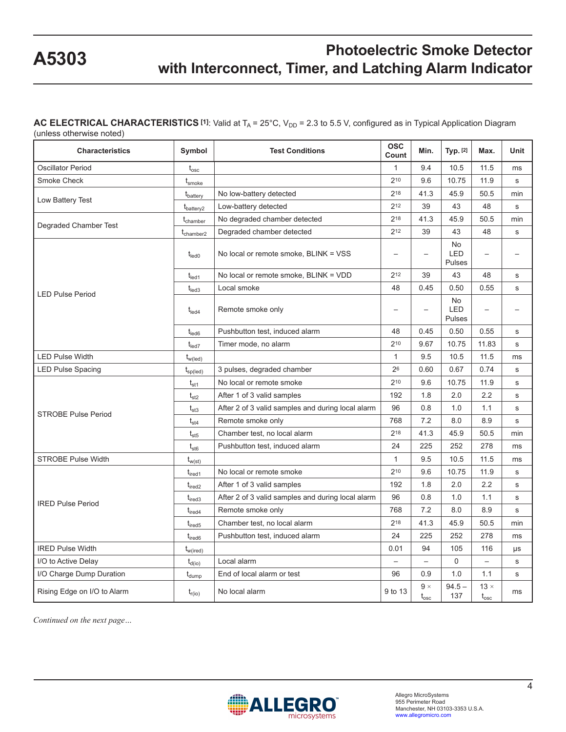**AC ELECTRICAL CHARACTERISTICS [1]**: Valid at $T_A$ = 25°C, $V_{DD}$ = 2.3 to 5.5 V, configured as in Typical Application Diagram (unless otherwise noted)

| Characteristics | Symbol | Test Conditions | OSC Count | Min. | Typ. [2] | Max. | Unit |
|---|---|---|---|---|---|---|---|
| Oscillator Period | $t_{osc}$ | | 1 | 9.4 | 10.5 | 11.5 | ms |
| Smoke Check | $t_{smoke}$ | | $2^{10}$ | 9.6 | 10.75 | 11.9 | s |
| Low Battery Test | $t_{battery}$ | No low-battery detected | $2^{18}$ | 41.3 | 45.9 | 50.5 | min |
| | $t_{battery2}$ | Low-battery detected | $2^{12}$ | 39 | 43 | 48 | s |
| Degraded Chamber Test | $t_{chamber}$ | No degraded chamber detected | $2^{18}$ | 41.3 | 45.9 | 50.5 | min |
| | $t_{chamber2}$ | Degraded chamber detected | $2^{12}$ | 39 | 43 | 48 | s |
| LED Pulse Period | $t_{led0}$ | No local or remote smoke, BLINK = VSS | – | – | No LED Pulses | – | – |
| | $t_{led1}$ | No local or remote smoke, BLINK = VDD | $2^{12}$ | 39 | 43 | 48 | s |
| | $t_{led3}$ | Local smoke | 48 | 0.45 | 0.50 | 0.55 | s |
| | $t_{led4}$ | Remote smoke only | – | – | No LED Pulses | – | – |
| | $t_{led6}$ | Pushbutton test, induced alarm | 48 | 0.45 | 0.50 | 0.55 | s |
| | $t_{led7}$ | Timer mode, no alarm | $2^{10}$ | 9.67 | 10.75 | 11.83 | s |
| LED Pulse Width | $t_{w(led)}$ | | 1 | 9.5 | 10.5 | 11.5 | ms |
| LED Pulse Spacing | $t_{sp(led)}$ | 3 pulses, degraded chamber | $2^{6}$ | 0.60 | 0.67 | 0.74 | s |
| STROBE Pulse Period | $t_{st1}$ | No local or remote smoke | $2^{10}$ | 9.6 | 10.75 | 11.9 | s |
| | $t_{st2}$ | After 1 of 3 valid samples | 192 | 1.8 | 2.0 | 2.2 | s |
| | $t_{st3}$ | After 2 of 3 valid samples and during local alarm | 96 | 0.8 | 1.0 | 1.1 | s |
| | $t_{st4}$ | Remote smoke only | 768 | 7.2 | 8.0 | 8.9 | s |
| | $t_{st5}$ | Chamber test, no local alarm | $2^{18}$ | 41.3 | 45.9 | 50.5 | min |
| | $t_{st6}$ | Pushbutton test, induced alarm | 24 | 225 | 252 | 278 | ms |
| STROBE Pulse Width | $t_{w(st)}$ | | 1 | 9.5 | 10.5 | 11.5 | ms |
| IRED Pulse Period | $t_{ired1}$ | No local or remote smoke | $2^{10}$ | 9.6 | 10.75 | 11.9 | s |
| | $t_{ired2}$ | After 1 of 3 valid samples | 192 | 1.8 | 2.0 | 2.2 | s |
| | $t_{ired3}$ | After 2 of 3 valid samples and during local alarm | 96 | 0.8 | 1.0 | 1.1 | s |
| | $t_{ired4}$ | Remote smoke only | 768 | 7.2 | 8.0 | 8.9 | s |
| | $t_{ired5}$ | Chamber test, no local alarm | $2^{18}$ | 41.3 | 45.9 | 50.5 | min |
| | $t_{ired6}$ | Pushbutton test, induced alarm | 24 | 225 | 252 | 278 | ms |
| IRED Pulse Width | $t_{w(ired)}$ | | 0.01 | 94 | 105 | 116 | μs |
| I/O to Active Delay | $t_{d(io)}$ | Local alarm | – | – | 0 | – | s |
| I/O Charge Dump Duration | $t_{dump}$ | End of local alarm or test | 96 | 0.9 | 1.0 | 1.1 | s |
| Rising Edge on I/O to Alarm | $t_{r(io)}$ | No local alarm | 9 to 13 | $9 \times t_{osc}$ | 94.5 – 137 | $13 \times t_{osc}$ | ms |

*Continued on the next page…*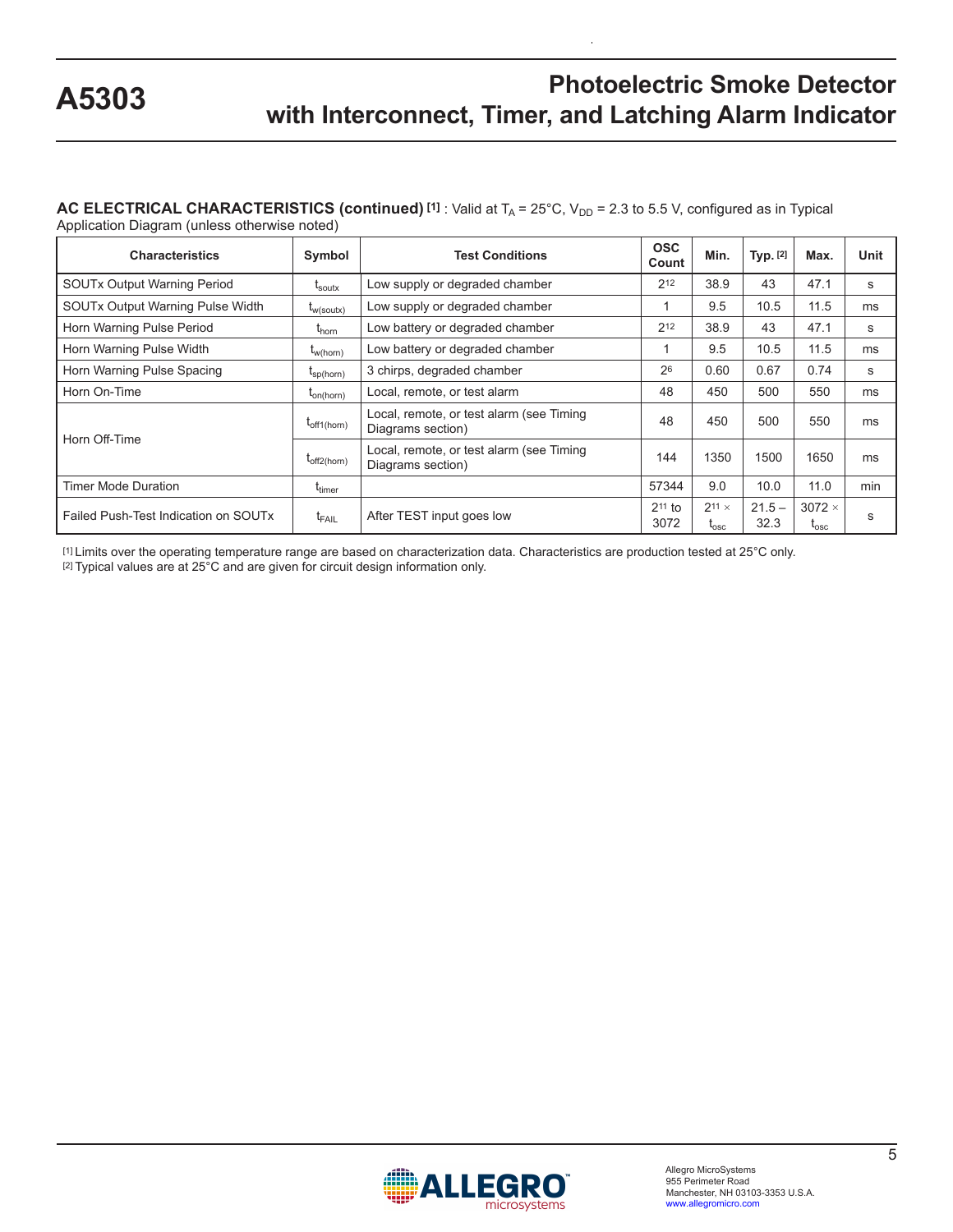**AC ELECTRICAL CHARACTERISTICS (continued)** [1] : Valid at $T_A$ = 25°C, $V_{DD}$ = 2.3 to 5.5 V, configured as in Typical Application Diagram (unless otherwise noted)

| Characteristics | Symbol | Test Conditions | OSC Count | Min. | Typ. [2] | Max. | Unit |
|---|---|---|---|---|---|---|---|
| SOUTx Output Warning Period | $t_{soutx}$ | Low supply or degraded chamber | $2^{12}$ | 38.9 | 43 | 47.1 | s |
| SOUTx Output Warning Pulse Width | $t_{w(soutx)}$ | Low supply or degraded chamber | 1 | 9.5 | 10.5 | 11.5 | ms |
| Horn Warning Pulse Period | $t_{horn}$ | Low battery or degraded chamber | $2^{12}$ | 38.9 | 43 | 47.1 | s |
| Horn Warning Pulse Width | $t_{w(horn)}$ | Low battery or degraded chamber | 1 | 9.5 | 10.5 | 11.5 | ms |
| Horn Warning Pulse Spacing | $t_{sp(horn)}$ | 3 chirps, degraded chamber | $2^{6}$ | 0.60 | 0.67 | 0.74 | s |
| Horn On-Time | $t_{on(horn)}$ | Local, remote, or test alarm | 48 | 450 | 500 | 550 | ms |
| Horn Off-Time | $t_{off1(horn)}$ | Local, remote, or test alarm (see Timing Diagrams section) | 48 | 450 | 500 | 550 | ms |
| | $t_{off2(horn)}$ | Local, remote, or test alarm (see Timing Diagrams section) | 144 | 1350 | 1500 | 1650 | ms |
| Timer Mode Duration | $t_{timer}$ | | 57344 | 9.0 | 10.0 | 11.0 | min |
| Failed Push-Test Indication on SOUTx | $t_{FAIL}$ | After TEST input goes low | $2^{11}$ to 3072 | $2^{11} \times t_{osc}$ | 21.5 – 32.3 | $3072 \times t_{osc}$ | s |

[1] Limits over the operating temperature range are based on characterization data. Characteristics are production tested at 25°C only.
[2] Typical values are at 25°C and are given for circuit design information only.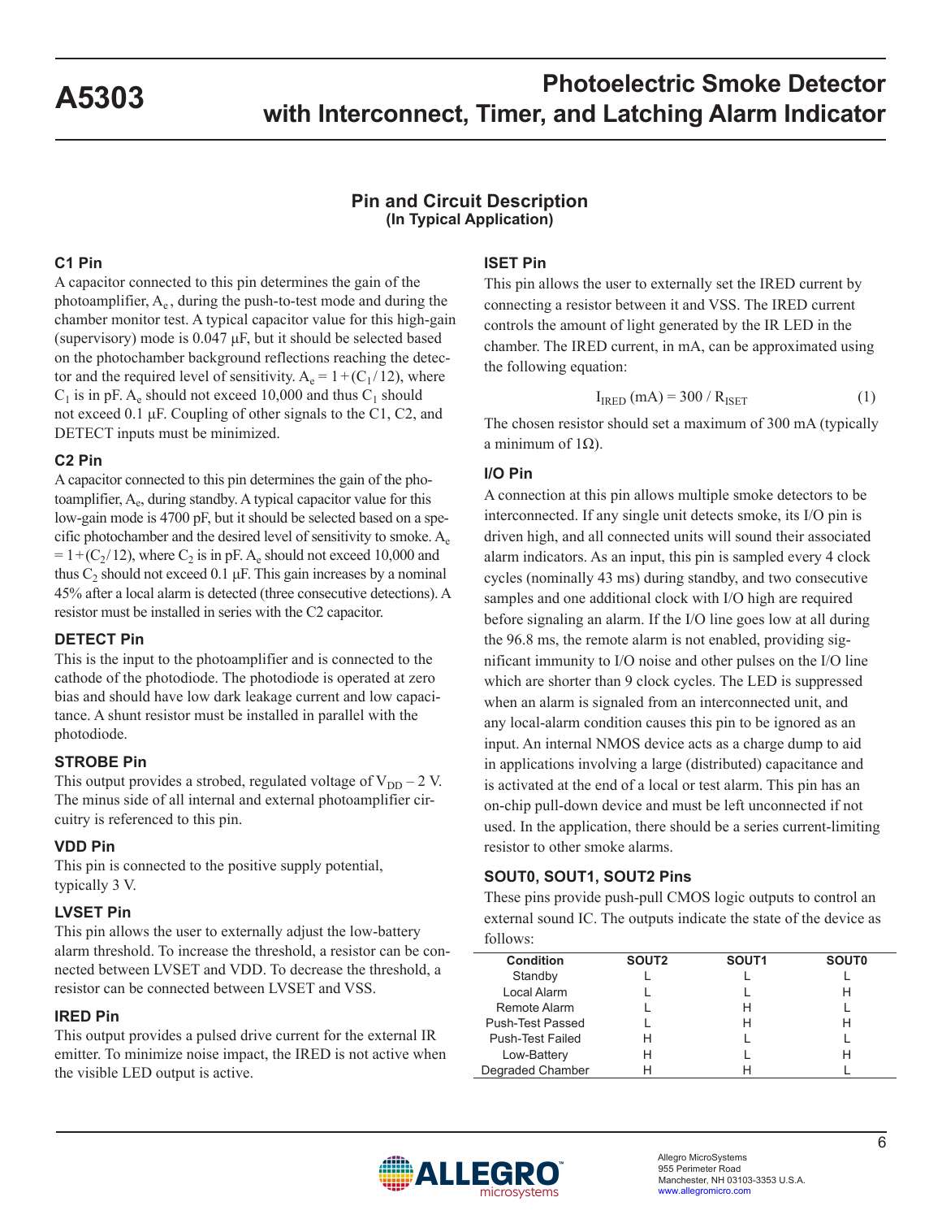# Pin and Circuit Description

**(In Typical Application)**

### C1 Pin

A capacitor connected to this pin determines the gain of the photoamplifier, $A_e$, during the push-to-test mode and during the chamber monitor test. A typical capacitor value for this high-gain (supervisory) mode is 0.047 μF, but it should be selected based on the photochamber background reflections reaching the detector and the required level of sensitivity. $A_e = 1 + (C_1 / 12)$, where $C_1$ is in pF. $A_e$ should not exceed 10,000 and thus $C_1$ should not exceed 0.1 μF. Coupling of other signals to the C1, C2, and DETECT inputs must be minimized.

### C2 Pin

A capacitor connected to this pin determines the gain of the photoamplifier, $A_e$, during standby. A typical capacitor value for this low-gain mode is 4700 pF, but it should be selected based on a specific photochamber and the desired level of sensitivity to smoke. $A_e = 1 + (C_2 / 12)$, where $C_2$ is in pF. $A_e$ should not exceed 10,000 and thus $C_2$ should not exceed 0.1 μF. This gain increases by a nominal 45% after a local alarm is detected (three consecutive detections). A resistor must be installed in series with the C2 capacitor.

### DETECT Pin

This is the input to the photoamplifier and is connected to the cathode of the photodiode. The photodiode is operated at zero bias and should have low dark leakage current and low capacitance. A shunt resistor must be installed in parallel with the photodiode.

### STROBE Pin

This output provides a strobed, regulated voltage of $V_{DD} – 2$ V. The minus side of all internal and external photoamplifier circuitry is referenced to this pin.

### VDD Pin

This pin is connected to the positive supply potential, typically 3 V.

### LVSET Pin

This pin allows the user to externally adjust the low-battery alarm threshold. To increase the threshold, a resistor can be connected between LVSET and VDD. To decrease the threshold, a resistor can be connected between LVSET and VSS.

### IRED Pin

This output provides a pulsed drive current for the external IR emitter. To minimize noise impact, the IRED is not active when the visible LED output is active.

### ISET Pin

This pin allows the user to externally set the IRED current by connecting a resistor between it and VSS. The IRED current controls the amount of light generated by the IR LED in the chamber. The IRED current, in mA, can be approximated using the following equation:

$$I_{IRED}\,(\text{mA}) = 300 / R_{ISET} \tag{1}$$

The chosen resistor should set a maximum of 300 mA (typically a minimum of 1Ω).

### I/O Pin

A connection at this pin allows multiple smoke detectors to be interconnected. If any single unit detects smoke, its I/O pin is driven high, and all connected units will sound their associated alarm indicators. As an input, this pin is sampled every 4 clock cycles (nominally 43 ms) during standby, and two consecutive samples and one additional clock with I/O high are required before signaling an alarm. If the I/O line goes low at all during the 96.8 ms, the remote alarm is not enabled, providing significant immunity to I/O noise and other pulses on the I/O line which are shorter than 9 clock cycles. The LED is suppressed when an alarm is signaled from an interconnected unit, and any local-alarm condition causes this pin to be ignored as an input. An internal NMOS device acts as a charge dump to aid in applications involving a large (distributed) capacitance and is activated at the end of a local or test alarm. This pin has an on-chip pull-down device and must be left unconnected if not used. In the application, there should be a series current-limiting resistor to other smoke alarms.

### SOUT0, SOUT1, SOUT2 Pins

These pins provide push-pull CMOS logic outputs to control an external sound IC. The outputs indicate the state of the device as follows:

| Condition | SOUT2 | SOUT1 | SOUT0 |
|---|---|---|---|
| Standby | L | L | L |
| Local Alarm | L | L | H |
| Remote Alarm | L | H | L |
| Push-Test Passed | L | H | H |
| Push-Test Failed | H | L | L |
| Low-Battery | H | L | H |
| Degraded Chamber | H | H | L |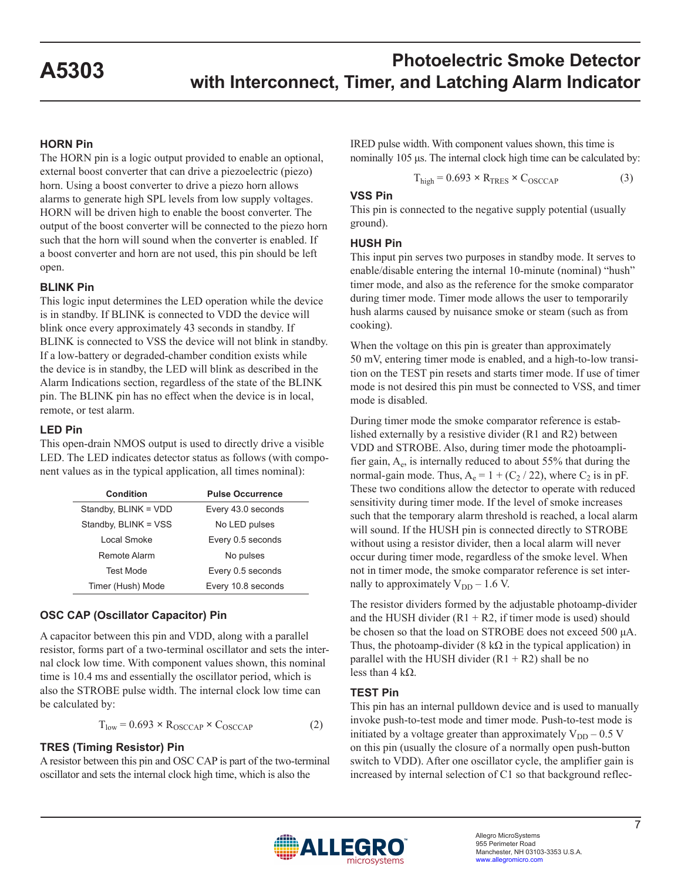### HORN Pin

The HORN pin is a logic output provided to enable an optional, external boost converter that can drive a piezoelectric (piezo) horn. Using a boost converter to drive a piezo horn allows alarms to generate high SPL levels from low supply voltages. HORN will be driven high to enable the boost converter. The output of the boost converter will be connected to the piezo horn such that the horn will sound when the converter is enabled. If a boost converter and horn are not used, this pin should be left open.

### BLINK Pin

This logic input determines the LED operation while the device is in standby. If BLINK is connected to VDD the device will blink once every approximately 43 seconds in standby. If BLINK is connected to VSS the device will not blink in standby. If a low-battery or degraded-chamber condition exists while the device is in standby, the LED will blink as described in the Alarm Indications section, regardless of the state of the BLINK pin. The BLINK pin has no effect when the device is in local, remote, or test alarm.

### LED Pin

This open-drain NMOS output is used to directly drive a visible LED. The LED indicates detector status as follows (with component values as in the typical application, all times nominal):

| Condition | Pulse Occurrence |
| --- | --- |
| Standby, BLINK = VDD | Every 43.0 seconds |
| Standby, BLINK = VSS | No LED pulses |
| Local Smoke | Every 0.5 seconds |
| Remote Alarm | No pulses |
| Test Mode | Every 0.5 seconds |
| Timer (Hush) Mode | Every 10.8 seconds |

### OSC CAP (Oscillator Capacitor) Pin

A capacitor between this pin and VDD, along with a parallel resistor, forms part of a two-terminal oscillator and sets the internal clock low time. With component values shown, this nominal time is 10.4 ms and essentially the oscillator period, which is also the STROBE pulse width. The internal clock low time can be calculated by:

$$T_{low} = 0.693 \times R_{OSCCAP} \times C_{OSCCAP} \quad (2)$$

### TRES (Timing Resistor) Pin

A resistor between this pin and OSC CAP is part of the two-terminal oscillator and sets the internal clock high time, which is also the IRED pulse width. With component values shown, this time is nominally 105 μs. The internal clock high time can be calculated by:

$$T_{high} = 0.693 \times R_{TRES} \times C_{OSCCAP} \quad (3)$$

### VSS Pin

This pin is connected to the negative supply potential (usually ground).

### HUSH Pin

This input pin serves two purposes in standby mode. It serves to enable/disable entering the internal 10-minute (nominal) "hush" timer mode, and also as the reference for the smoke comparator during timer mode. Timer mode allows the user to temporarily hush alarms caused by nuisance smoke or steam (such as from cooking).

When the voltage on this pin is greater than approximately 50 mV, entering timer mode is enabled, and a high-to-low transition on the TEST pin resets and starts timer mode. If use of timer mode is not desired this pin must be connected to VSS, and timer mode is disabled.

During timer mode the smoke comparator reference is established externally by a resistive divider (R1 and R2) between VDD and STROBE. Also, during timer mode the photoamplifier gain, $A_e$, is internally reduced to about 55% that during the normal-gain mode. Thus, $A_e = 1 + (C_2 / 22)$, where $C_2$ is in pF. These two conditions allow the detector to operate with reduced sensitivity during timer mode. If the level of smoke increases such that the temporary alarm threshold is reached, a local alarm will sound. If the HUSH pin is connected directly to STROBE without using a resistor divider, then a local alarm will never occur during timer mode, regardless of the smoke level. When not in timer mode, the smoke comparator reference is set internally to approximately $V_{DD} - 1.6$ V.

The resistor dividers formed by the adjustable photoamp-divider and the HUSH divider (R1 + R2, if timer mode is used) should be chosen so that the load on STROBE does not exceed 500 μA. Thus, the photoamp-divider (8 kΩ in the typical application) in parallel with the HUSH divider (R1 + R2) shall be no less than 4 kΩ.

### TEST Pin

This pin has an internal pulldown device and is used to manually invoke push-to-test mode and timer mode. Push-to-test mode is initiated by a voltage greater than approximately $V_{DD} - 0.5$ V on this pin (usually the closure of a normally open push-button switch to VDD). After one oscillator cycle, the amplifier gain is increased by internal selection of C1 so that background reflec-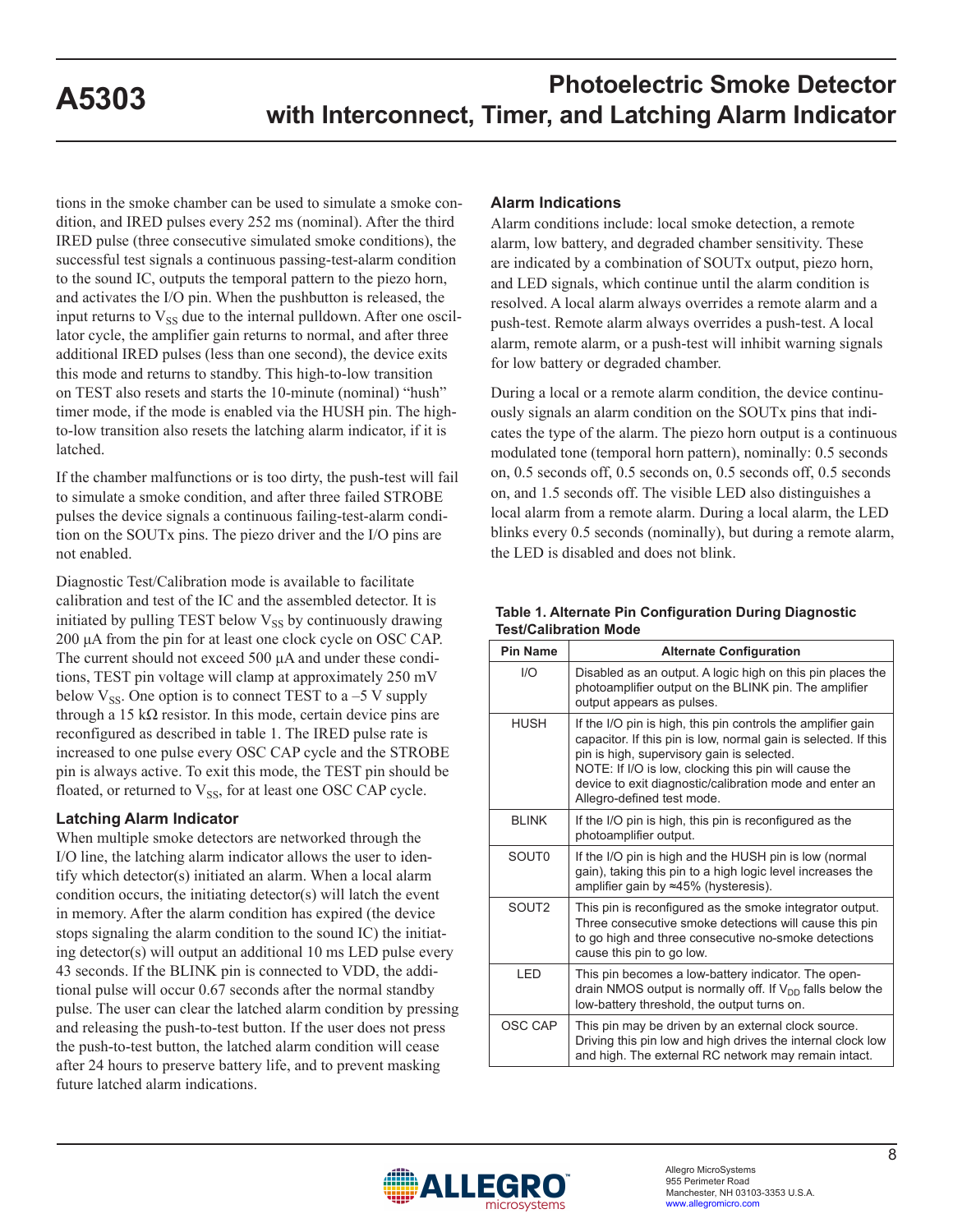tions in the smoke chamber can be used to simulate a smoke condition, and IRED pulses every 252 ms (nominal). After the third IRED pulse (three consecutive simulated smoke conditions), the successful test signals a continuous passing-test-alarm condition to the sound IC, outputs the temporal pattern to the piezo horn, and activates the I/O pin. When the pushbutton is released, the input returns to $V_{SS}$ due to the internal pulldown. After one oscillator cycle, the amplifier gain returns to normal, and after three additional IRED pulses (less than one second), the device exits this mode and returns to standby. This high-to-low transition on TEST also resets and starts the 10-minute (nominal) "hush" timer mode, if the mode is enabled via the HUSH pin. The high-to-low transition also resets the latching alarm indicator, if it is latched.

If the chamber malfunctions or is too dirty, the push-test will fail to simulate a smoke condition, and after three failed STROBE pulses the device signals a continuous failing-test-alarm condition on the SOUTx pins. The piezo driver and the I/O pins are not enabled.

Diagnostic Test/Calibration mode is available to facilitate calibration and test of the IC and the assembled detector. It is initiated by pulling TEST below $V_{SS}$ by continuously drawing 200 µA from the pin for at least one clock cycle on OSC CAP. The current should not exceed 500 µA and under these conditions, TEST pin voltage will clamp at approximately 250 mV below $V_{SS}$. One option is to connect TEST to a –5 V supply through a 15 kΩ resistor. In this mode, certain device pins are reconfigured as described in table 1. The IRED pulse rate is increased to one pulse every OSC CAP cycle and the STROBE pin is always active. To exit this mode, the TEST pin should be floated, or returned to $V_{SS}$, for at least one OSC CAP cycle.

### Latching Alarm Indicator

When multiple smoke detectors are networked through the I/O line, the latching alarm indicator allows the user to identify which detector(s) initiated an alarm. When a local alarm condition occurs, the initiating detector(s) will latch the event in memory. After the alarm condition has expired (the device stops signaling the alarm condition to the sound IC) the initiating detector(s) will output an additional 10 ms LED pulse every 43 seconds. If the BLINK pin is connected to VDD, the additional pulse will occur 0.67 seconds after the normal standby pulse. The user can clear the latched alarm condition by pressing and releasing the push-to-test button. If the user does not press the push-to-test button, the latched alarm condition will cease after 24 hours to preserve battery life, and to prevent masking future latched alarm indications.

### Alarm Indications

Alarm conditions include: local smoke detection, a remote alarm, low battery, and degraded chamber sensitivity. These are indicated by a combination of SOUTx output, piezo horn, and LED signals, which continue until the alarm condition is resolved. A local alarm always overrides a remote alarm and a push-test. Remote alarm always overrides a push-test. A local alarm, remote alarm, or a push-test will inhibit warning signals for low battery or degraded chamber.

During a local or a remote alarm condition, the device continuously signals an alarm condition on the SOUTx pins that indicates the type of the alarm. The piezo horn output is a continuous modulated tone (temporal horn pattern), nominally: 0.5 seconds on, 0.5 seconds off, 0.5 seconds on, 0.5 seconds off, 0.5 seconds on, and 1.5 seconds off. The visible LED also distinguishes a local alarm from a remote alarm. During a local alarm, the LED blinks every 0.5 seconds (nominally), but during a remote alarm, the LED is disabled and does not blink.

**Table 1. Alternate Pin Configuration During Diagnostic Test/Calibration Mode**

| Pin Name | Alternate Configuration |
|---|---|
| I/O | Disabled as an output. A logic high on this pin places the photoamplifier output on the BLINK pin. The amplifier output appears as pulses. |
| HUSH | If the I/O pin is high, this pin controls the amplifier gain capacitor. If this pin is low, normal gain is selected. If this pin is high, supervisory gain is selected.<br>NOTE: If I/O is low, clocking this pin will cause the device to exit diagnostic/calibration mode and enter an Allegro-defined test mode. |
| BLINK | If the I/O pin is high, this pin is reconfigured as the photoamplifier output. |
| SOUT0 | If the I/O pin is high and the HUSH pin is low (normal gain), taking this pin to a high logic level increases the amplifier gain by ≈45% (hysteresis). |
| SOUT2 | This pin is reconfigured as the smoke integrator output. Three consecutive smoke detections will cause this pin to go high and three consecutive no-smoke detections cause this pin to go low. |
| LED | This pin becomes a low-battery indicator. The open-drain NMOS output is normally off. If $V_{DD}$ falls below the low-battery threshold, the output turns on. |
| OSC CAP | This pin may be driven by an external clock source. Driving this pin low and high drives the internal clock low and high. The external RC network may remain intact. |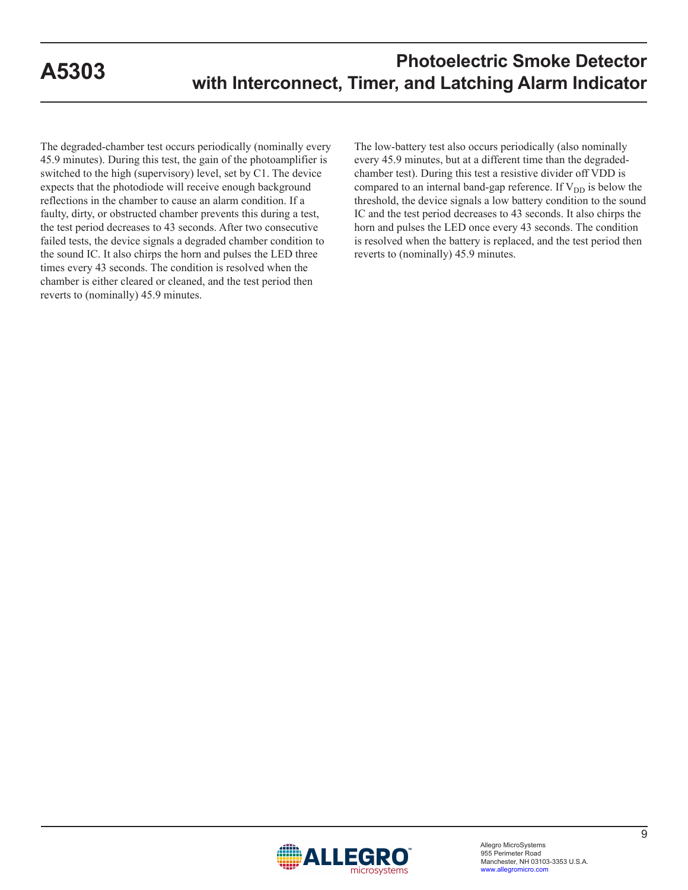The degraded-chamber test occurs periodically (nominally every 45.9 minutes). During this test, the gain of the photoamplifier is switched to the high (supervisory) level, set by C1. The device expects that the photodiode will receive enough background reflections in the chamber to cause an alarm condition. If a faulty, dirty, or obstructed chamber prevents this during a test, the test period decreases to 43 seconds. After two consecutive failed tests, the device signals a degraded chamber condition to the sound IC. It also chirps the horn and pulses the LED three times every 43 seconds. The condition is resolved when the chamber is either cleared or cleaned, and the test period then reverts to (nominally) 45.9 minutes.

The low-battery test also occurs periodically (also nominally every 45.9 minutes, but at a different time than the degraded-chamber test). During this test a resistive divider off VDD is compared to an internal band-gap reference. If $V_{DD}$ is below the threshold, the device signals a low battery condition to the sound IC and the test period decreases to 43 seconds. It also chirps the horn and pulses the LED once every 43 seconds. The condition is resolved when the battery is replaced, and the test period then reverts to (nominally) 45.9 minutes.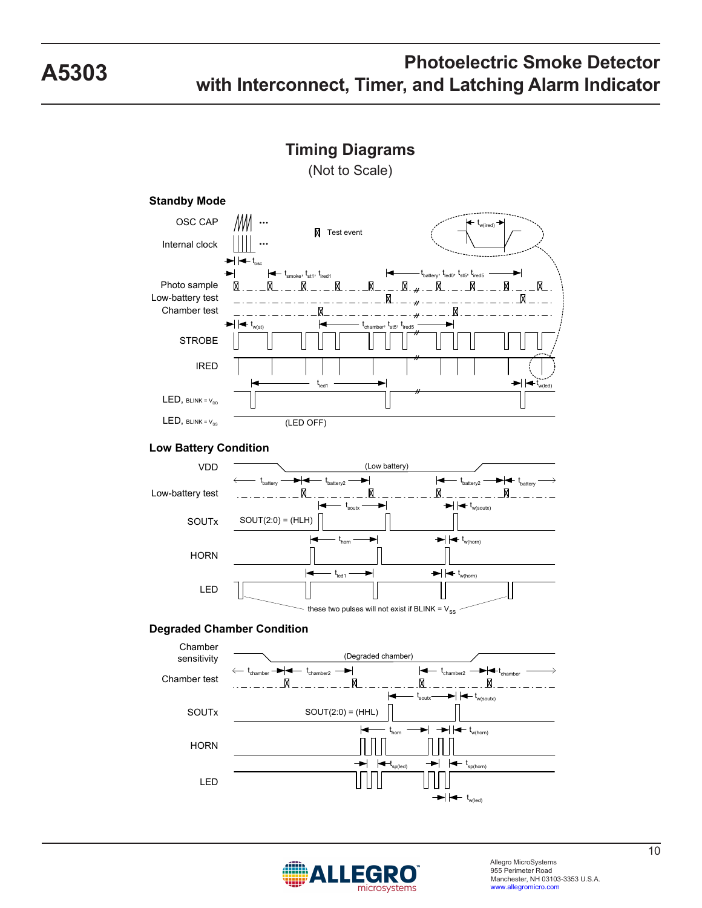## Timing Diagrams

(Not to Scale)

### Standby Mode

OSC CAP

Internal clock

Test event

$t_{w(ired)}$

$t_{osc}$

$t_{smoke}$, $t_{st1}$, $t_{ired1}$

$t_{battery}$, $t_{led0}$, $t_{st5}$, $t_{ired5}$

Photo sample

Low-battery test

Chamber test

$t_{w(st)}$

$t_{chamber}$, $t_{st5}$, $t_{ired5}$

STROBE

IRED

$t_{led1}$

$t_{w(led)}$

LED, BLINK = $V_{DD}$

LED, BLINK = $V_{SS}$

(LED OFF)

### Low Battery Condition

VDD

(Low battery)

$t_{battery}$

$t_{battery2}$

$t_{battery2}$

$t_{battery}$

Low-battery test

$t_{soutx}$

$t_{w(soutx)}$

SOUTx

SOUT(2:0) = (HLH)

$t_{horn}$

$t_{w(horn)}$

HORN

$t_{led1}$

$t_{w(horn)}$

LED

these two pulses will not exist if BLINK = $V_{SS}$

### Degraded Chamber Condition

Chamber sensitivity

(Degraded chamber)

$t_{chamber}$

$t_{chamber2}$

$t_{chamber2}$

$t_{chamber}$

Chamber test

$t_{soutx}$

$t_{w(soutx)}$

SOUTx

SOUT(2:0) = (HHL)

$t_{horn}$

$t_{w(horn)}$

HORN

$t_{sp(led)}$

$t_{sp(horn)}$

LED

$t_{w(led)}$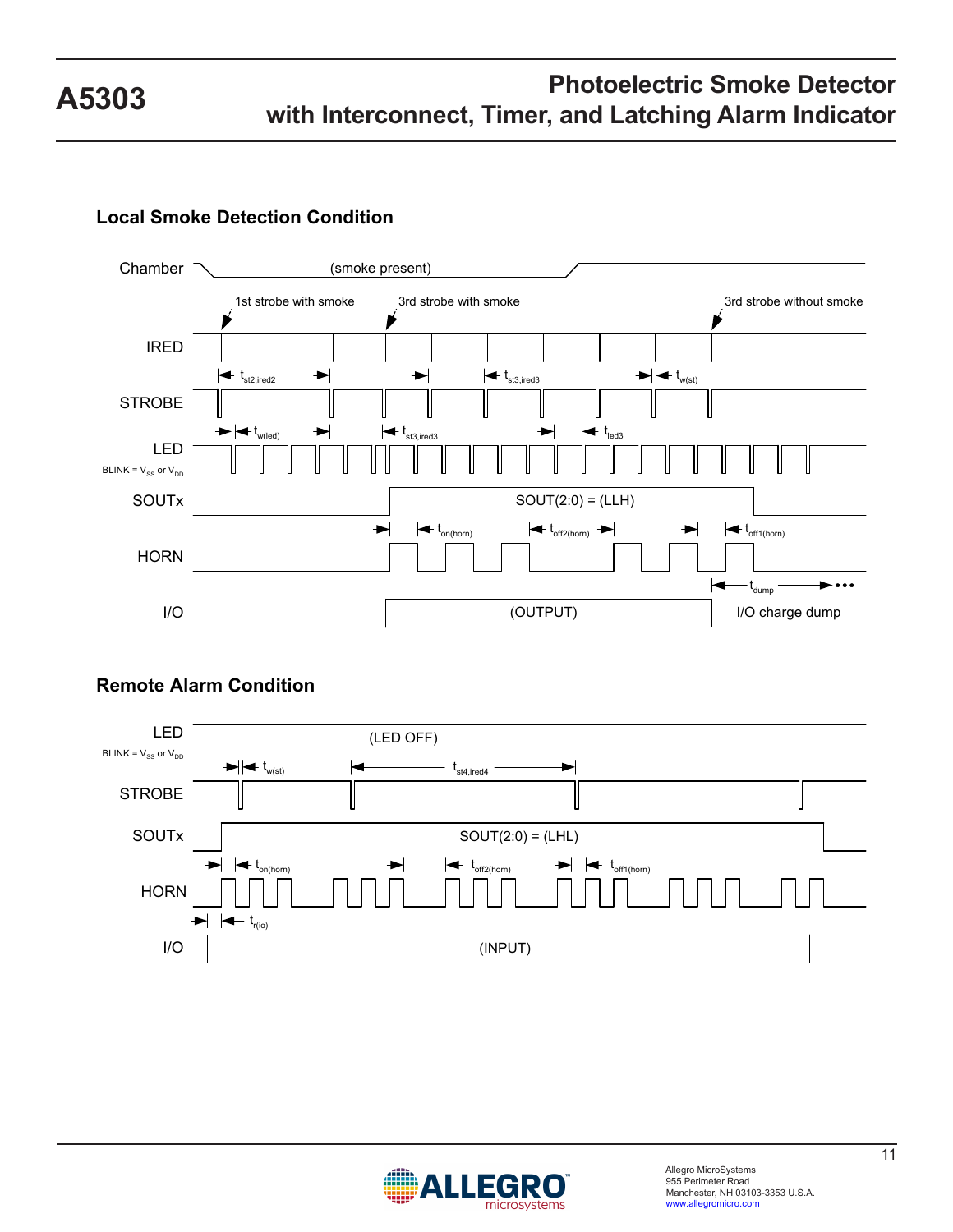## Local Smoke Detection Condition

Chamber (smoke present)

1st strobe with smoke, 3rd strobe with smoke, 3rd strobe without smoke

IRED

$t_{st2,ired2}$ $t_{st3,ired3}$ $t_{w(st)}$

STROBE

$t_{w(led)}$ $t_{st3,ired3}$ $t_{led3}$

LED

BLINK = $V_{SS}$ or $V_{DD}$

SOUTx SOUT(2:0) = (LLH)

$t_{on(horn)}$ $t_{off2(horn)}$ $t_{off1(horn)}$

HORN

$t_{dump}$

I/O (OUTPUT) I/O charge dump

## Remote Alarm Condition

LED (LED OFF)

BLINK = $V_{SS}$ or $V_{DD}$

$t_{w(st)}$ $t_{st4,ired4}$

STROBE

SOUTx SOUT(2:0) = (LHL)

$t_{on(horn)}$ $t_{off2(horn)}$ $t_{off1(horn)}$

HORN

$t_{r(io)}$

I/O (INPUT)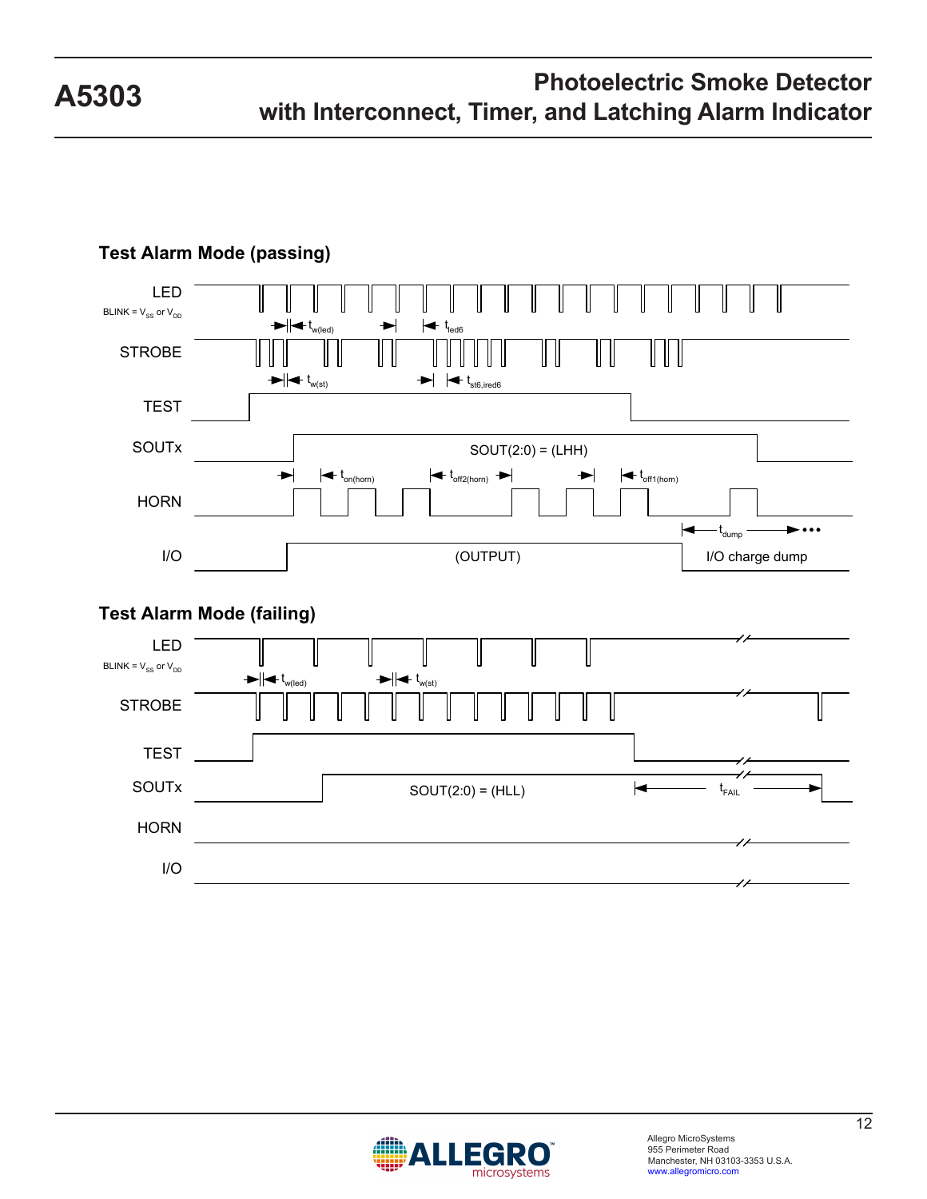### Test Alarm Mode (passing)

LED

BLINK = $V_{SS}$ or $V_{DD}$

$t_{w(led)}$ $t_{led6}$

STROBE

$t_{w(st)}$ $t_{st6,ired6}$

TEST

SOUTx

SOUT(2:0) = (LHH)

$t_{on(horn)}$ $t_{off2(horn)}$ $t_{off1(horn)}$

HORN

$t_{dump}$

I/O

(OUTPUT)

I/O charge dump

### Test Alarm Mode (failing)

LED

BLINK = $V_{SS}$ or $V_{DD}$

$t_{w(led)}$ $t_{w(st)}$

STROBE

TEST

SOUTx

SOUT(2:0) = (HLL)

$t_{FAIL}$

HORN

I/O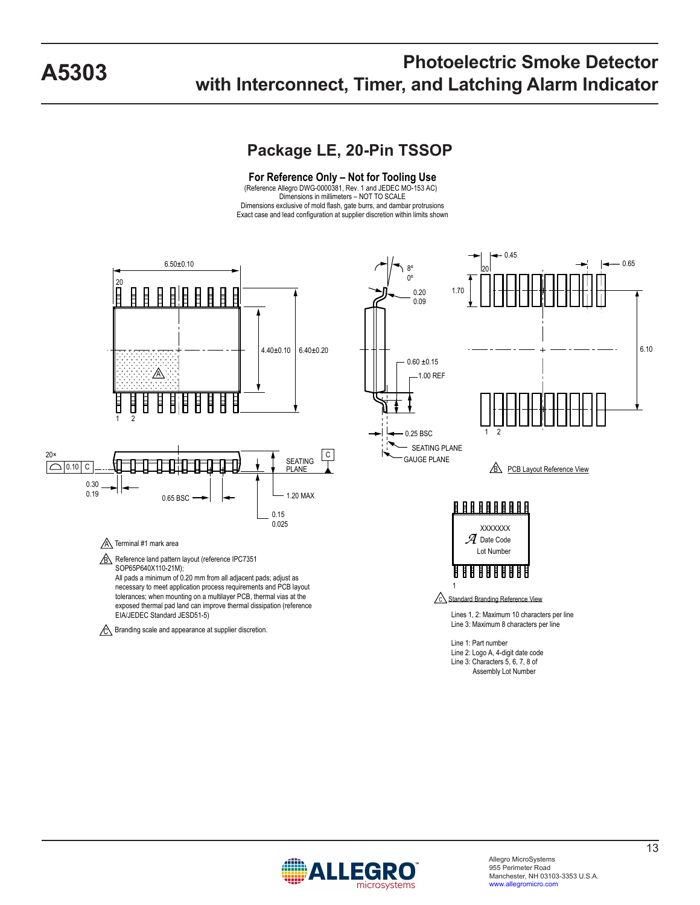## Package LE, 20-Pin TSSOP

**For Reference Only – Not for Tooling Use**

(Reference Allegro DWG-0000381, Rev. 1 and JEDEC MO-153 AC)
Dimensions in millimeters – NOT TO SCALE
Dimensions exclusive of mold flash, gate burrs, and dambar protrusions
Exact case and lead configuration at supplier discretion within limits shown

6.50±0.10
20
4.40±0.10
6.40±0.20
A
1 2

8°
0°
0.20
0.09
0.60 ±0.15
1.00 REF
0.25 BSC
SEATING PLANE
GAUGE PLANE

0.45
20
0.65
1.70
6.10
1 2
B PCB Layout Reference View

20×
0.10 C
C
SEATING PLANE
0.30
0.19
0.65 BSC
1.20 MAX
0.15
0.025

A Terminal #1 mark area

B Reference land pattern layout (reference IPC7351 SOP65P640X110-21M);
All pads a minimum of 0.20 mm from all adjacent pads; adjust as necessary to meet application process requirements and PCB layout tolerances; when mounting on a multilayer PCB, thermal vias at the exposed thermal pad land can improve thermal dissipation (reference EIA/JEDEC Standard JESD51-5)

C Branding scale and appearance at supplier discretion.

XXXXXXX
Date Code
Lot Number
1

C Standard Branding Reference View

Lines 1, 2: Maximum 10 characters per line
Line 3: Maximum 8 characters per line

Line 1: Part number
Line 2: Logo A, 4-digit date code
Line 3: Characters 5, 6, 7, 8 of Assembly Lot Number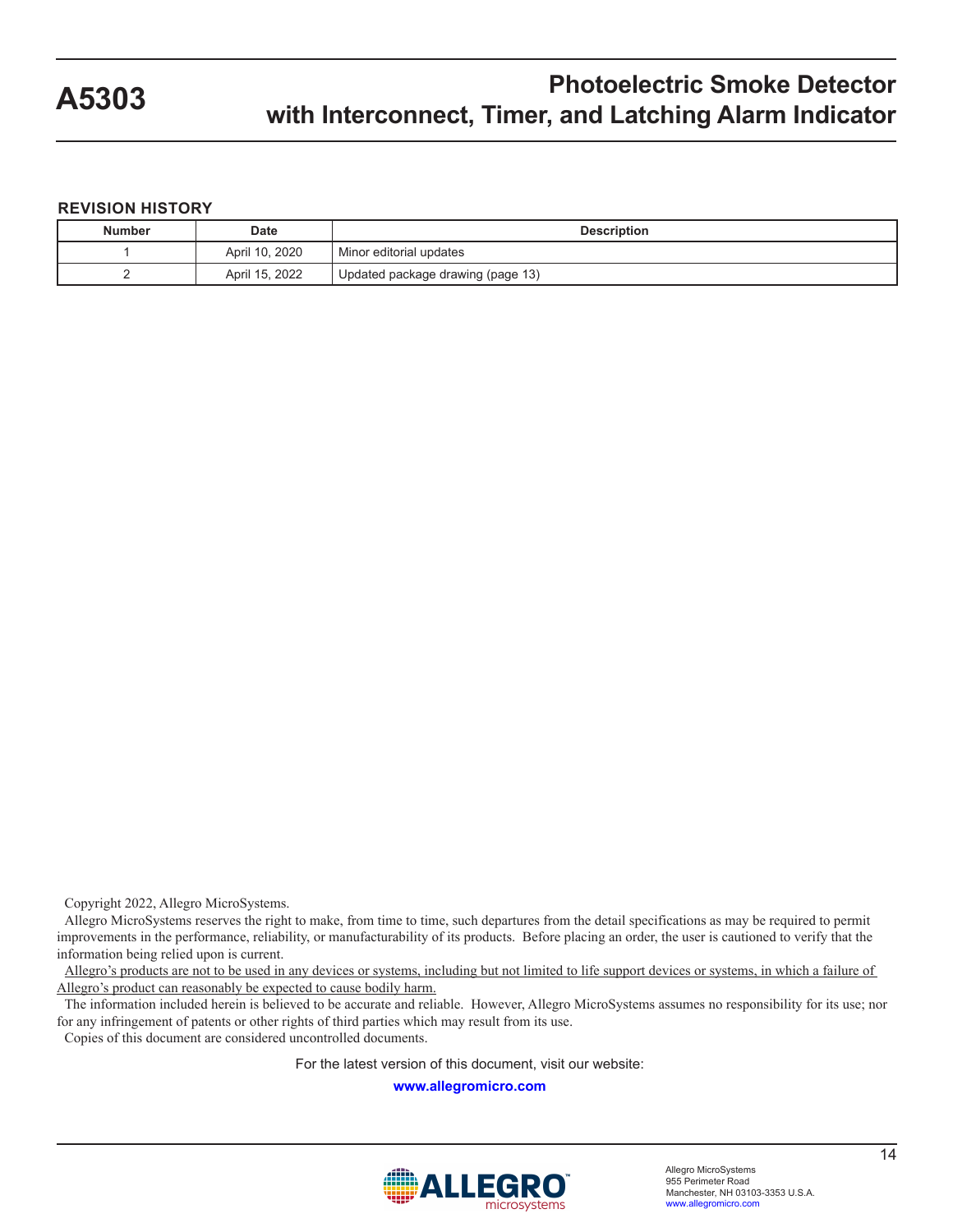## REVISION HISTORY

| Number | Date | Description |
|---|---|---|
| 1 | April 10, 2020 | Minor editorial updates |
| 2 | April 15, 2022 | Updated package drawing (page 13) |

Copyright 2022, Allegro MicroSystems.

Allegro MicroSystems reserves the right to make, from time to time, such departures from the detail specifications as may be required to permit improvements in the performance, reliability, or manufacturability of its products. Before placing an order, the user is cautioned to verify that the information being relied upon is current.

Allegro's products are not to be used in any devices or systems, including but not limited to life support devices or systems, in which a failure of Allegro's product can reasonably be expected to cause bodily harm.

The information included herein is believed to be accurate and reliable. However, Allegro MicroSystems assumes no responsibility for its use; nor for any infringement of patents or other rights of third parties which may result from its use.

Copies of this document are considered uncontrolled documents.

For the latest version of this document, visit our website:

**www.allegromicro.com**

Allegro MicroSystems
955 Perimeter Road
Manchester, NH 03103-3353 U.S.A.
www.allegromicro.com